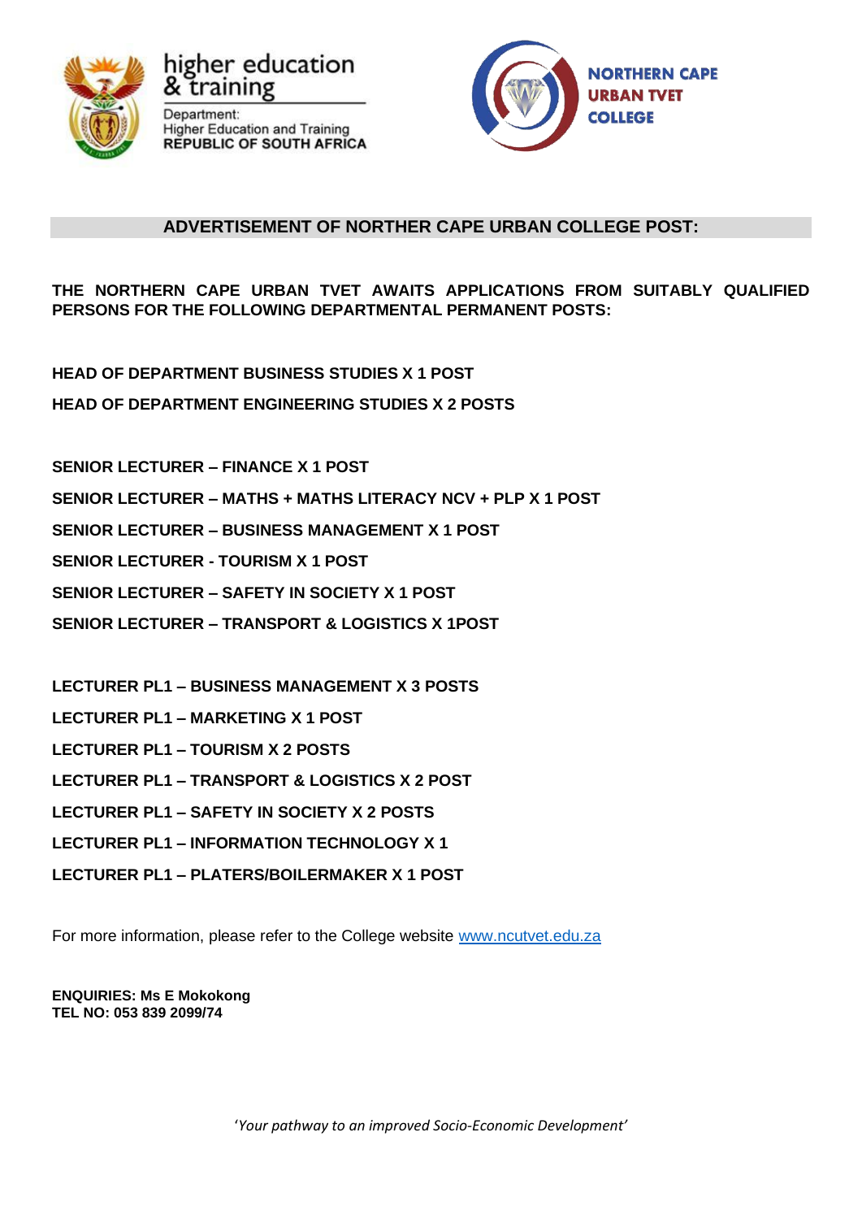higher education & training

Department:
Higher Education and Training
REPUBLIC OF SOUTH AFRICA

NORTHERN CAPE
URBAN TVET
COLLEGE

## ADVERTISEMENT OF NORTHER CAPE URBAN COLLEGE POST:

**THE NORTHERN CAPE URBAN TVET AWAITS APPLICATIONS FROM SUITABLY QUALIFIED PERSONS FOR THE FOLLOWING DEPARTMENTAL PERMANENT POSTS:**

**HEAD OF DEPARTMENT BUSINESS STUDIES X 1 POST**

**HEAD OF DEPARTMENT ENGINEERING STUDIES X 2 POSTS**

**SENIOR LECTURER – FINANCE X 1 POST**

**SENIOR LECTURER – MATHS + MATHS LITERACY NCV + PLP X 1 POST**

**SENIOR LECTURER – BUSINESS MANAGEMENT X 1 POST**

**SENIOR LECTURER - TOURISM X 1 POST**

**SENIOR LECTURER – SAFETY IN SOCIETY X 1 POST**

**SENIOR LECTURER – TRANSPORT & LOGISTICS X 1POST**

**LECTURER PL1 – BUSINESS MANAGEMENT X 3 POSTS**

**LECTURER PL1 – MARKETING X 1 POST**

**LECTURER PL1 – TOURISM X 2 POSTS**

**LECTURER PL1 – TRANSPORT & LOGISTICS X 2 POST**

**LECTURER PL1 – SAFETY IN SOCIETY X 2 POSTS**

**LECTURER PL1 – INFORMATION TECHNOLOGY X 1**

**LECTURER PL1 – PLATERS/BOILERMAKER X 1 POST**

For more information, please refer to the College website www.ncutvet.edu.za

**ENQUIRIES: Ms E Mokokong**
**TEL NO: 053 839 2099/74**

*'Your pathway to an improved Socio-Economic Development'*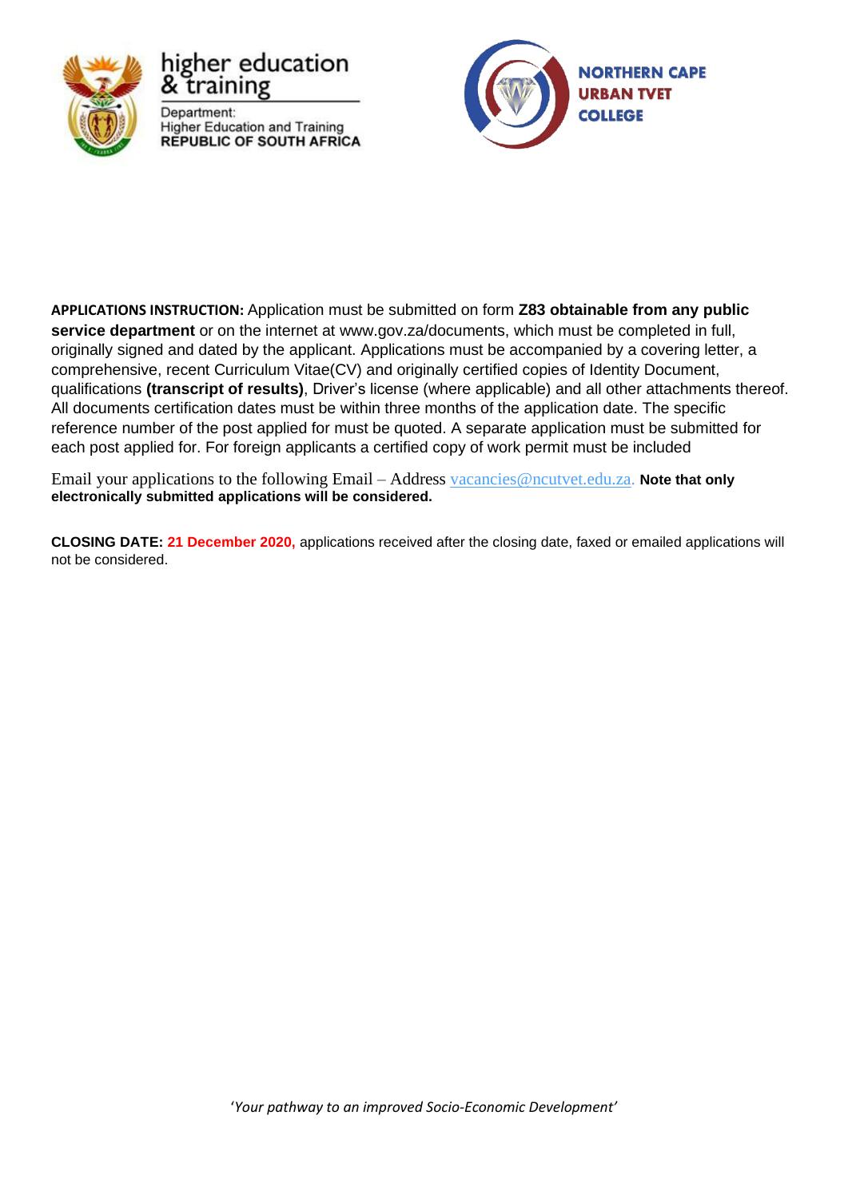**APPLICATIONS INSTRUCTION:** Application must be submitted on form **Z83 obtainable from any public service department** or on the internet at www.gov.za/documents, which must be completed in full, originally signed and dated by the applicant. Applications must be accompanied by a covering letter, a comprehensive, recent Curriculum Vitae(CV) and originally certified copies of Identity Document, qualifications **(transcript of results)**, Driver's license (where applicable) and all other attachments thereof. All documents certification dates must be within three months of the application date. The specific reference number of the post applied for must be quoted. A separate application must be submitted for each post applied for. For foreign applicants a certified copy of work permit must be included

Email your applications to the following Email – Address vacancies@ncutvet.edu.za. **Note that only electronically submitted applications will be considered.**

**CLOSING DATE: 21 December 2020,** applications received after the closing date, faxed or emailed applications will not be considered.

'*Your pathway to an improved Socio-Economic Development*'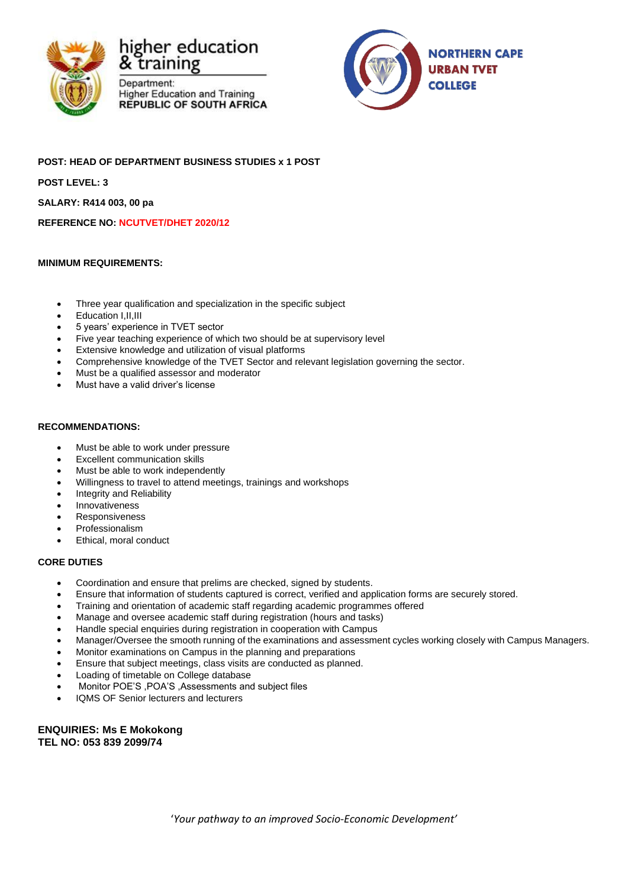higher education & training

Department: Higher Education and Training REPUBLIC OF SOUTH AFRICA

NORTHERN CAPE URBAN TVET COLLEGE

**POST: HEAD OF DEPARTMENT BUSINESS STUDIES x 1 POST**

**POST LEVEL: 3**

**SALARY: R414 003, 00 pa**

**REFERENCE NO: NCUTVET/DHET 2020/12**

**MINIMUM REQUIREMENTS:**

- Three year qualification and specialization in the specific subject
- Education I,II,III
- 5 years' experience in TVET sector
- Five year teaching experience of which two should be at supervisory level
- Extensive knowledge and utilization of visual platforms
- Comprehensive knowledge of the TVET Sector and relevant legislation governing the sector.
- Must be a qualified assessor and moderator
- Must have a valid driver's license

**RECOMMENDATIONS:**

- Must be able to work under pressure
- Excellent communication skills
- Must be able to work independently
- Willingness to travel to attend meetings, trainings and workshops
- Integrity and Reliability
- Innovativeness
- Responsiveness
- Professionalism
- Ethical, moral conduct

**CORE DUTIES**

- Coordination and ensure that prelims are checked, signed by students.
- Ensure that information of students captured is correct, verified and application forms are securely stored.
- Training and orientation of academic staff regarding academic programmes offered
- Manage and oversee academic staff during registration (hours and tasks)
- Handle special enquiries during registration in cooperation with Campus
- Manager/Oversee the smooth running of the examinations and assessment cycles working closely with Campus Managers.
- Monitor examinations on Campus in the planning and preparations
- Ensure that subject meetings, class visits are conducted as planned.
- Loading of timetable on College database
- Monitor POE'S ,POA'S ,Assessments and subject files
- IQMS OF Senior lecturers and lecturers

**ENQUIRIES: Ms E Mokokong**
**TEL NO: 053 839 2099/74**

*'Your pathway to an improved Socio-Economic Development'*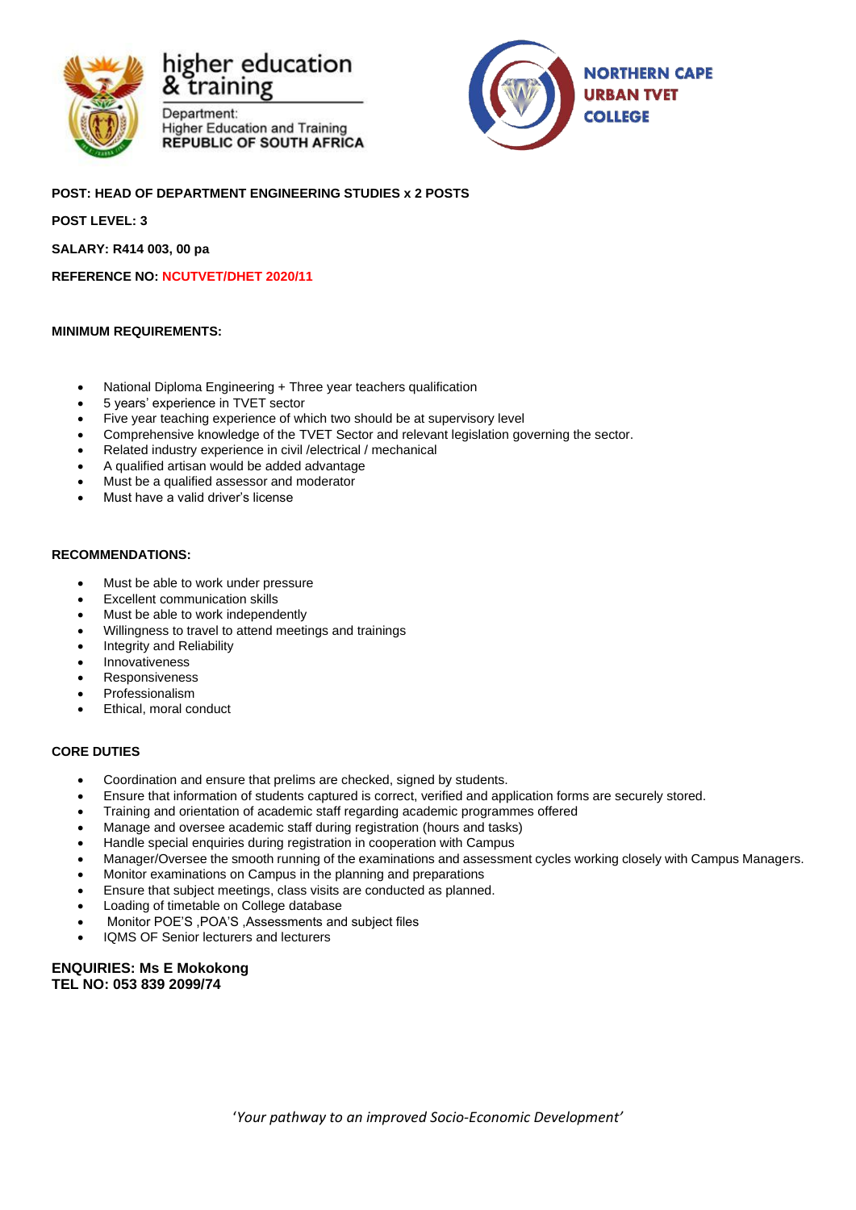higher education & training

Department:
Higher Education and Training
**REPUBLIC OF SOUTH AFRICA**

**NORTHERN CAPE URBAN TVET COLLEGE**

**POST: HEAD OF DEPARTMENT ENGINEERING STUDIES x 2 POSTS**

**POST LEVEL: 3**

**SALARY: R414 003, 00 pa**

**REFERENCE NO: NCUTVET/DHET 2020/11**

**MINIMUM REQUIREMENTS:**

- National Diploma Engineering + Three year teachers qualification
- 5 years' experience in TVET sector
- Five year teaching experience of which two should be at supervisory level
- Comprehensive knowledge of the TVET Sector and relevant legislation governing the sector.
- Related industry experience in civil /electrical / mechanical
- A qualified artisan would be added advantage
- Must be a qualified assessor and moderator
- Must have a valid driver's license

**RECOMMENDATIONS:**

- Must be able to work under pressure
- Excellent communication skills
- Must be able to work independently
- Willingness to travel to attend meetings and trainings
- Integrity and Reliability
- Innovativeness
- Responsiveness
- Professionalism
- Ethical, moral conduct

**CORE DUTIES**

- Coordination and ensure that prelims are checked, signed by students.
- Ensure that information of students captured is correct, verified and application forms are securely stored.
- Training and orientation of academic staff regarding academic programmes offered
- Manage and oversee academic staff during registration (hours and tasks)
- Handle special enquiries during registration in cooperation with Campus
- Manager/Oversee the smooth running of the examinations and assessment cycles working closely with Campus Managers.
- Monitor examinations on Campus in the planning and preparations
- Ensure that subject meetings, class visits are conducted as planned.
- Loading of timetable on College database
- Monitor POE'S ,POA'S ,Assessments and subject files
- IQMS OF Senior lecturers and lecturers

**ENQUIRIES: Ms E Mokokong**
**TEL NO: 053 839 2099/74**

*'Your pathway to an improved Socio-Economic Development'*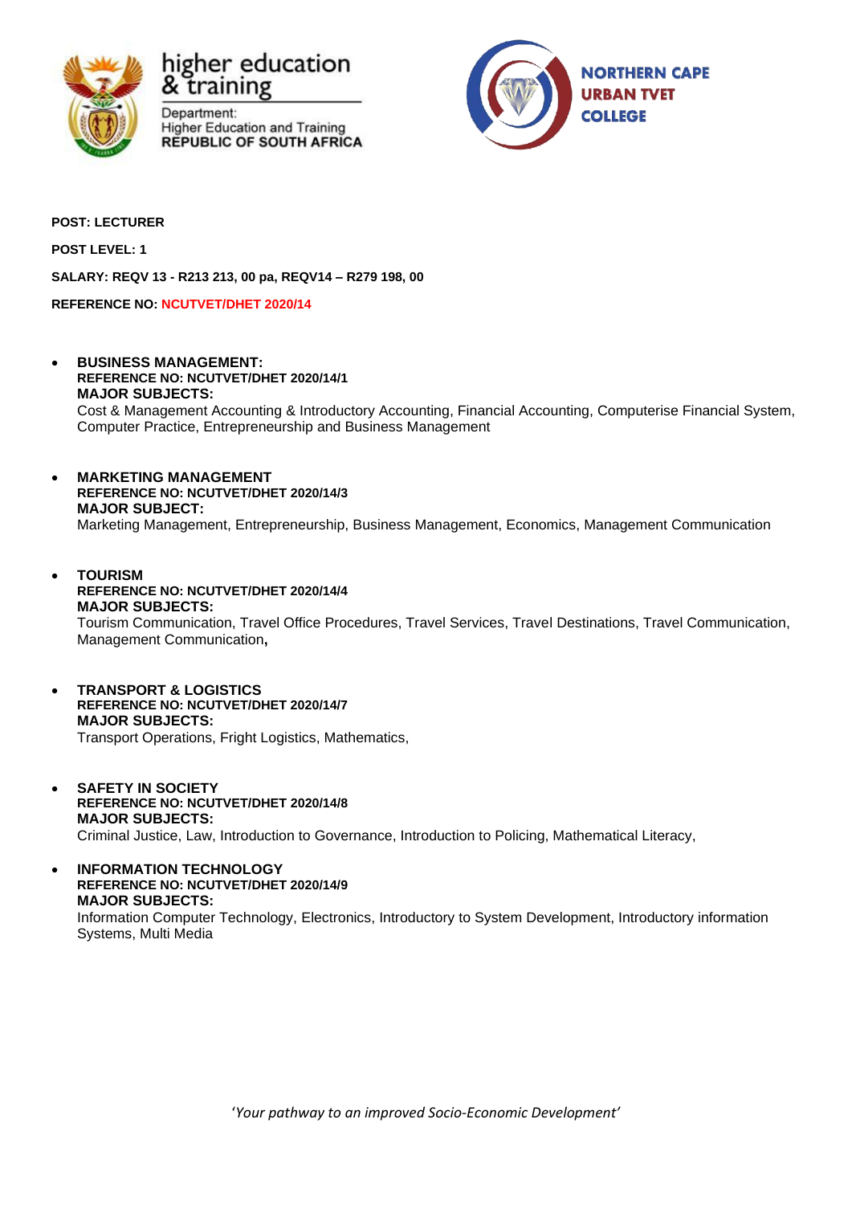higher education & training

Department:
Higher Education and Training
REPUBLIC OF SOUTH AFRICA

NORTHERN CAPE URBAN TVET COLLEGE

**POST: LECTURER**

**POST LEVEL: 1**

**SALARY: REQV 13 - R213 213, 00 pa, REQV14 – R279 198, 00**

**REFERENCE NO: NCUTVET/DHET 2020/14**

- **BUSINESS MANAGEMENT:**
  **REFERENCE NO: NCUTVET/DHET 2020/14/1**
  **MAJOR SUBJECTS:**
  Cost & Management Accounting & Introductory Accounting, Financial Accounting, Computerise Financial System, Computer Practice, Entrepreneurship and Business Management

- **MARKETING MANAGEMENT**
  **REFERENCE NO: NCUTVET/DHET 2020/14/3**
  **MAJOR SUBJECT:**
  Marketing Management, Entrepreneurship, Business Management, Economics, Management Communication

- **TOURISM**
  **REFERENCE NO: NCUTVET/DHET 2020/14/4**
  **MAJOR SUBJECTS:**
  Tourism Communication, Travel Office Procedures, Travel Services, Travel Destinations, Travel Communication, Management Communication**,**

- **TRANSPORT & LOGISTICS**
  **REFERENCE NO: NCUTVET/DHET 2020/14/7**
  **MAJOR SUBJECTS:**
  Transport Operations, Fright Logistics, Mathematics,

- **SAFETY IN SOCIETY**
  **REFERENCE NO: NCUTVET/DHET 2020/14/8**
  **MAJOR SUBJECTS:**
  Criminal Justice, Law, Introduction to Governance, Introduction to Policing, Mathematical Literacy,

- **INFORMATION TECHNOLOGY**
  **REFERENCE NO: NCUTVET/DHET 2020/14/9**
  **MAJOR SUBJECTS:**
  Information Computer Technology, Electronics, Introductory to System Development, Introductory information Systems, Multi Media

*'Your pathway to an improved Socio-Economic Development'*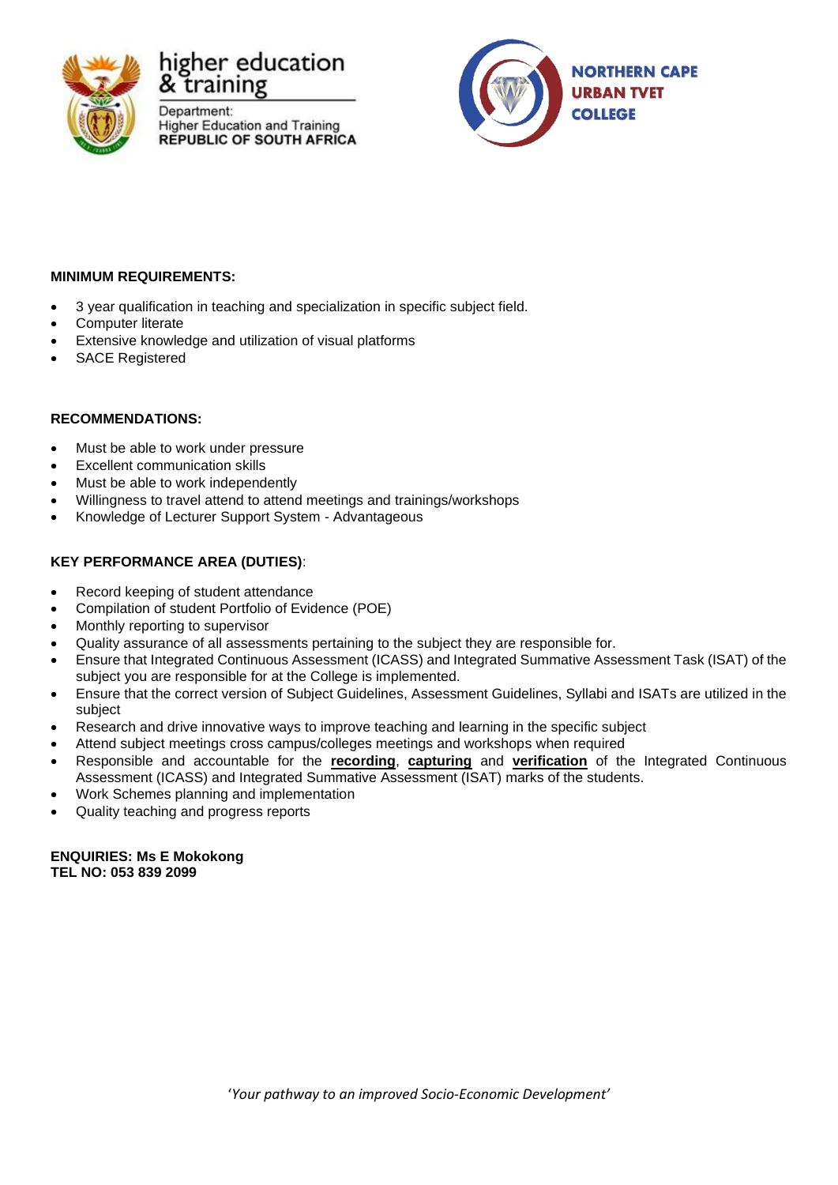higher education & training

Department: Higher Education and Training
REPUBLIC OF SOUTH AFRICA

NORTHERN CAPE URBAN TVET COLLEGE

**MINIMUM REQUIREMENTS:**

- 3 year qualification in teaching and specialization in specific subject field.
- Computer literate
- Extensive knowledge and utilization of visual platforms
- SACE Registered

**RECOMMENDATIONS:**

- Must be able to work under pressure
- Excellent communication skills
- Must be able to work independently
- Willingness to travel attend to attend meetings and trainings/workshops
- Knowledge of Lecturer Support System - Advantageous

**KEY PERFORMANCE AREA (DUTIES)**:

- Record keeping of student attendance
- Compilation of student Portfolio of Evidence (POE)
- Monthly reporting to supervisor
- Quality assurance of all assessments pertaining to the subject they are responsible for.
- Ensure that Integrated Continuous Assessment (ICASS) and Integrated Summative Assessment Task (ISAT) of the subject you are responsible for at the College is implemented.
- Ensure that the correct version of Subject Guidelines, Assessment Guidelines, Syllabi and ISATs are utilized in the subject
- Research and drive innovative ways to improve teaching and learning in the specific subject
- Attend subject meetings cross campus/colleges meetings and workshops when required
- Responsible and accountable for the **recording**, **capturing** and **verification** of the Integrated Continuous Assessment (ICASS) and Integrated Summative Assessment (ISAT) marks of the students.
- Work Schemes planning and implementation
- Quality teaching and progress reports

**ENQUIRIES: Ms E Mokokong**
**TEL NO: 053 839 2099**

*'Your pathway to an improved Socio-Economic Development'*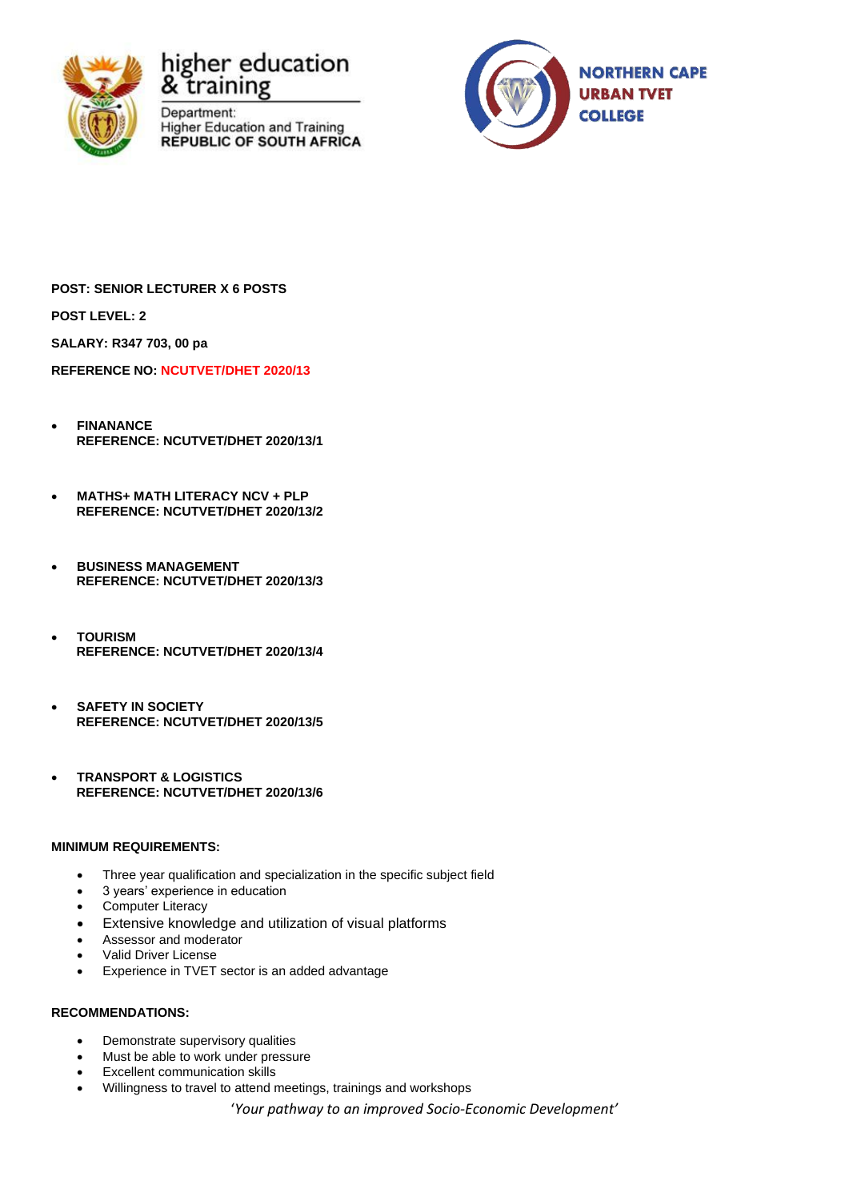higher education & training

Department:
Higher Education and Training
REPUBLIC OF SOUTH AFRICA

NORTHERN CAPE
URBAN TVET
COLLEGE

**POST: SENIOR LECTURER X 6 POSTS**

**POST LEVEL: 2**

**SALARY: R347 703, 00 pa**

**REFERENCE NO: NCUTVET/DHET 2020/13**

- **FINANANCE**
  **REFERENCE: NCUTVET/DHET 2020/13/1**

- **MATHS+ MATH LITERACY NCV + PLP**
  **REFERENCE: NCUTVET/DHET 2020/13/2**

- **BUSINESS MANAGEMENT**
  **REFERENCE: NCUTVET/DHET 2020/13/3**

- **TOURISM**
  **REFERENCE: NCUTVET/DHET 2020/13/4**

- **SAFETY IN SOCIETY**
  **REFERENCE: NCUTVET/DHET 2020/13/5**

- **TRANSPORT & LOGISTICS**
  **REFERENCE: NCUTVET/DHET 2020/13/6**

**MINIMUM REQUIREMENTS:**

- Three year qualification and specialization in the specific subject field
- 3 years' experience in education
- Computer Literacy
- Extensive knowledge and utilization of visual platforms
- Assessor and moderator
- Valid Driver License
- Experience in TVET sector is an added advantage

**RECOMMENDATIONS:**

- Demonstrate supervisory qualities
- Must be able to work under pressure
- Excellent communication skills
- Willingness to travel to attend meetings, trainings and workshops

*'Your pathway to an improved Socio-Economic Development'*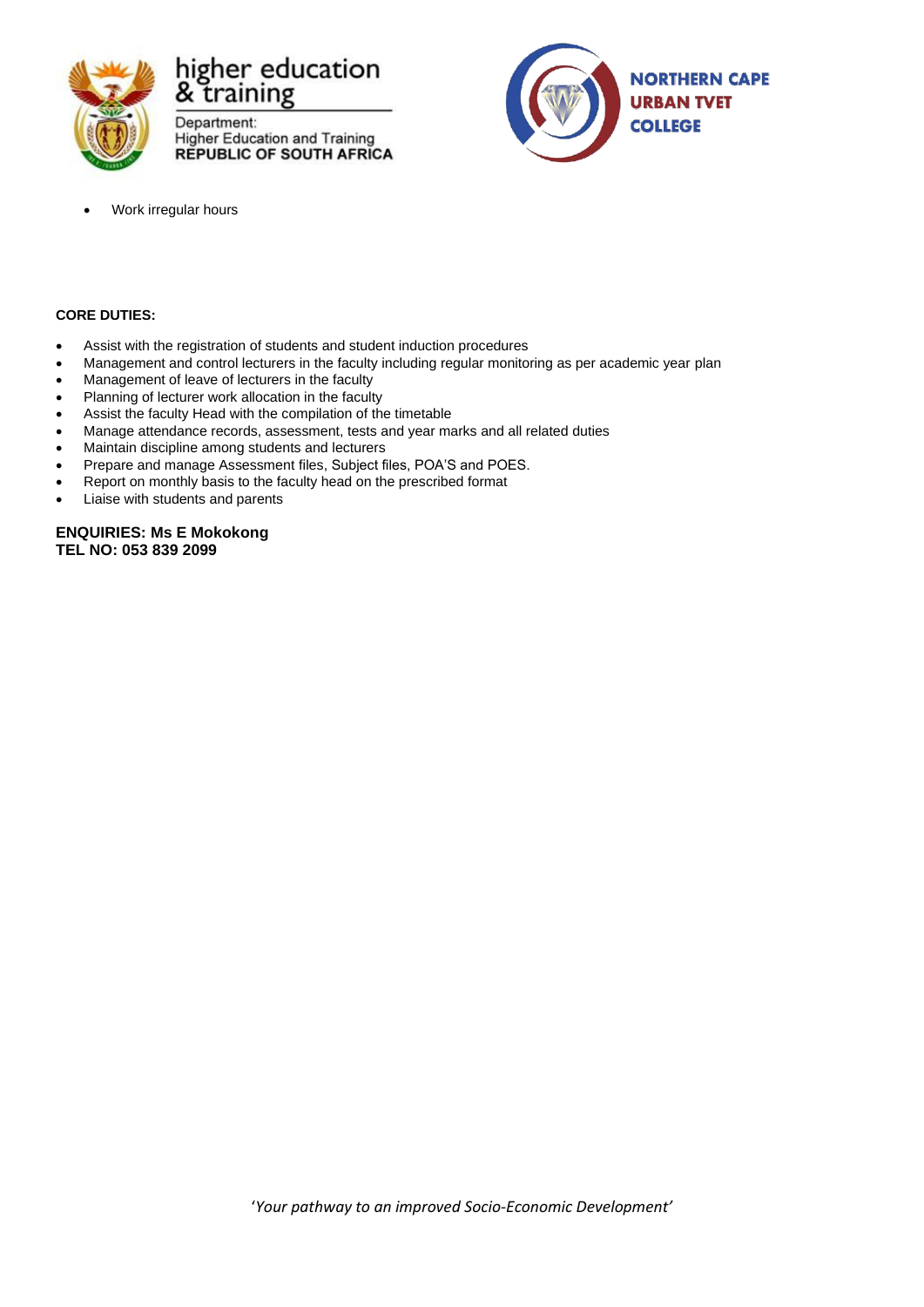- Work irregular hours

**CORE DUTIES:**

- Assist with the registration of students and student induction procedures
- Management and control lecturers in the faculty including regular monitoring as per academic year plan
- Management of leave of lecturers in the faculty
- Planning of lecturer work allocation in the faculty
- Assist the faculty Head with the compilation of the timetable
- Manage attendance records, assessment, tests and year marks and all related duties
- Maintain discipline among students and lecturers
- Prepare and manage Assessment files, Subject files, POA'S and POES.
- Report on monthly basis to the faculty head on the prescribed format
- Liaise with students and parents

**ENQUIRIES: Ms E Mokokong**
**TEL NO: 053 839 2099**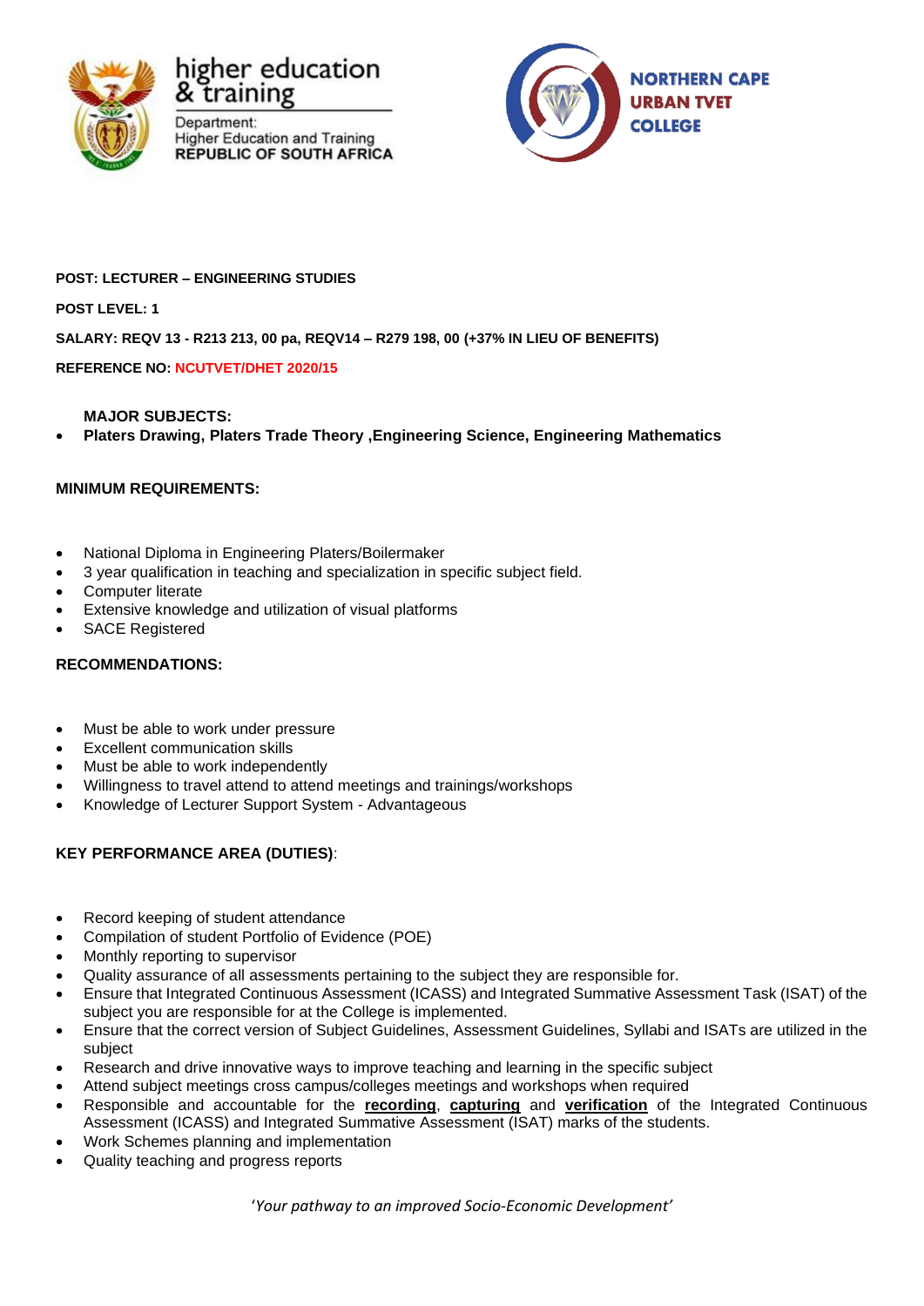higher education & training

Department:
Higher Education and Training
REPUBLIC OF SOUTH AFRICA

NORTHERN CAPE URBAN TVET COLLEGE

**POST: LECTURER – ENGINEERING STUDIES**

**POST LEVEL: 1**

**SALARY: REQV 13 - R213 213, 00 pa, REQV14 – R279 198, 00 (+37% IN LIEU OF BENEFITS)**

**REFERENCE NO: NCUTVET/DHET 2020/15**

**MAJOR SUBJECTS:**

- **Platers Drawing, Platers Trade Theory ,Engineering Science, Engineering Mathematics**

**MINIMUM REQUIREMENTS:**

- National Diploma in Engineering Platers/Boilermaker
- 3 year qualification in teaching and specialization in specific subject field.
- Computer literate
- Extensive knowledge and utilization of visual platforms
- SACE Registered

**RECOMMENDATIONS:**

- Must be able to work under pressure
- Excellent communication skills
- Must be able to work independently
- Willingness to travel attend to attend meetings and trainings/workshops
- Knowledge of Lecturer Support System - Advantageous

**KEY PERFORMANCE AREA (DUTIES)**:

- Record keeping of student attendance
- Compilation of student Portfolio of Evidence (POE)
- Monthly reporting to supervisor
- Quality assurance of all assessments pertaining to the subject they are responsible for.
- Ensure that Integrated Continuous Assessment (ICASS) and Integrated Summative Assessment Task (ISAT) of the subject you are responsible for at the College is implemented.
- Ensure that the correct version of Subject Guidelines, Assessment Guidelines, Syllabi and ISATs are utilized in the subject
- Research and drive innovative ways to improve teaching and learning in the specific subject
- Attend subject meetings cross campus/colleges meetings and workshops when required
- Responsible and accountable for the **recording**, **capturing** and **verification** of the Integrated Continuous Assessment (ICASS) and Integrated Summative Assessment (ISAT) marks of the students.
- Work Schemes planning and implementation
- Quality teaching and progress reports

*'Your pathway to an improved Socio-Economic Development'*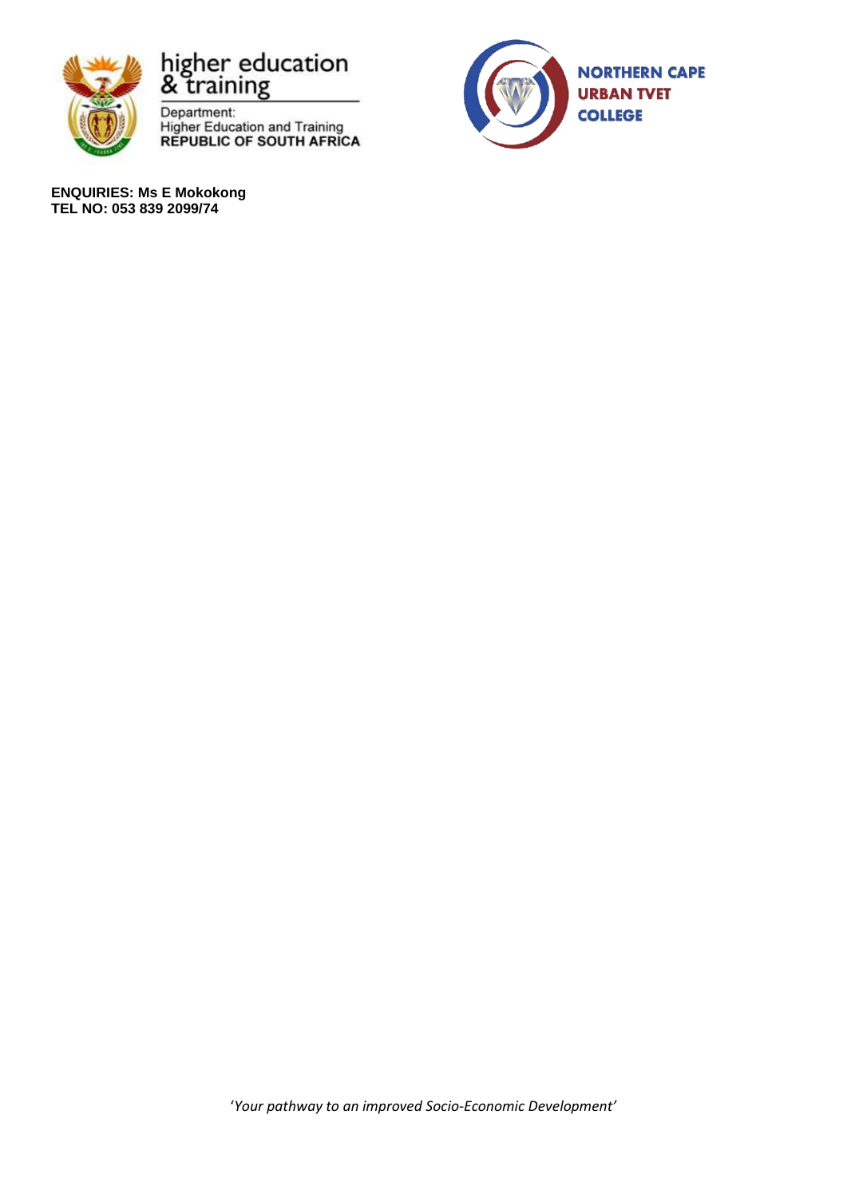higher education & training

Department:
Higher Education and Training
REPUBLIC OF SOUTH AFRICA

NORTHERN CAPE
URBAN TVET
COLLEGE

**ENQUIRIES: Ms E Mokokong**
**TEL NO: 053 839 2099/74**